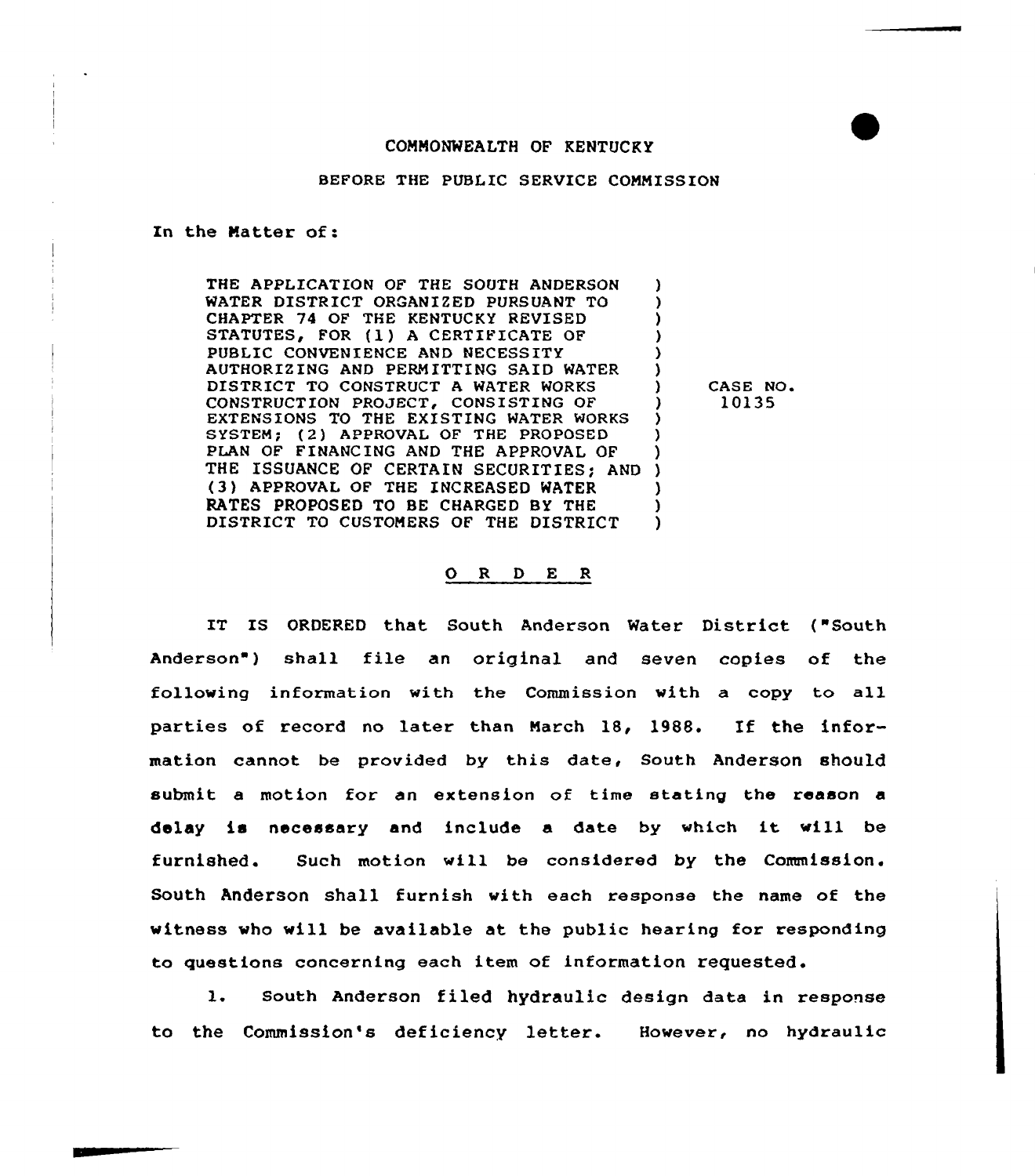COMMONWEALTH OF KENTUCKY

BEFORE THE PUBLIC SERVICE COMMISSION

In the Matter of:

| | | |
|---|---|---|
| THE APPLICATION OF THE SOUTH ANDERSON WATER DISTRICT ORGANIZED PURSUANT TO CHAPTER 74 OF THE KENTUCKY REVISED STATUTES, FOR (1) A CERTIFICATE OF PUBLIC CONVENIENCE AND NECESSITY AUTHORIZING AND PERMITTING SAID WATER DISTRICT TO CONSTRUCT A WATER WORKS CONSTRUCTION PROJECT, CONSISTING OF EXTENSIONS TO THE EXISTING WATER WORKS SYSTEM; (2) APPROVAL OF THE PROPOSED PLAN OF FINANCING AND THE APPROVAL OF THE ISSUANCE OF CERTAIN SECURITIES; AND (3) APPROVAL OF THE INCREASED WATER RATES PROPOSED TO BE CHARGED BY THE DISTRICT TO CUSTOMERS OF THE DISTRICT | ) | CASE NO. 10135 |

O R D E R

IT IS ORDERED that South Anderson Water District ("South Anderson") shall file an original and seven copies of the following information with the Commission with a copy to all parties of record no later than March 18, 1988. If the information cannot be provided by this date, South Anderson should submit a motion for an extension of time stating the reason a delay is necessary and include a date by which it will be furnished. Such motion will be considered by the Commission. South Anderson shall furnish with each response the name of the witness who will be available at the public hearing for responding to questions concerning each item of information requested.

1. South Anderson filed hydraulic design data in response to the Commission's deficiency letter. However, no hydraulic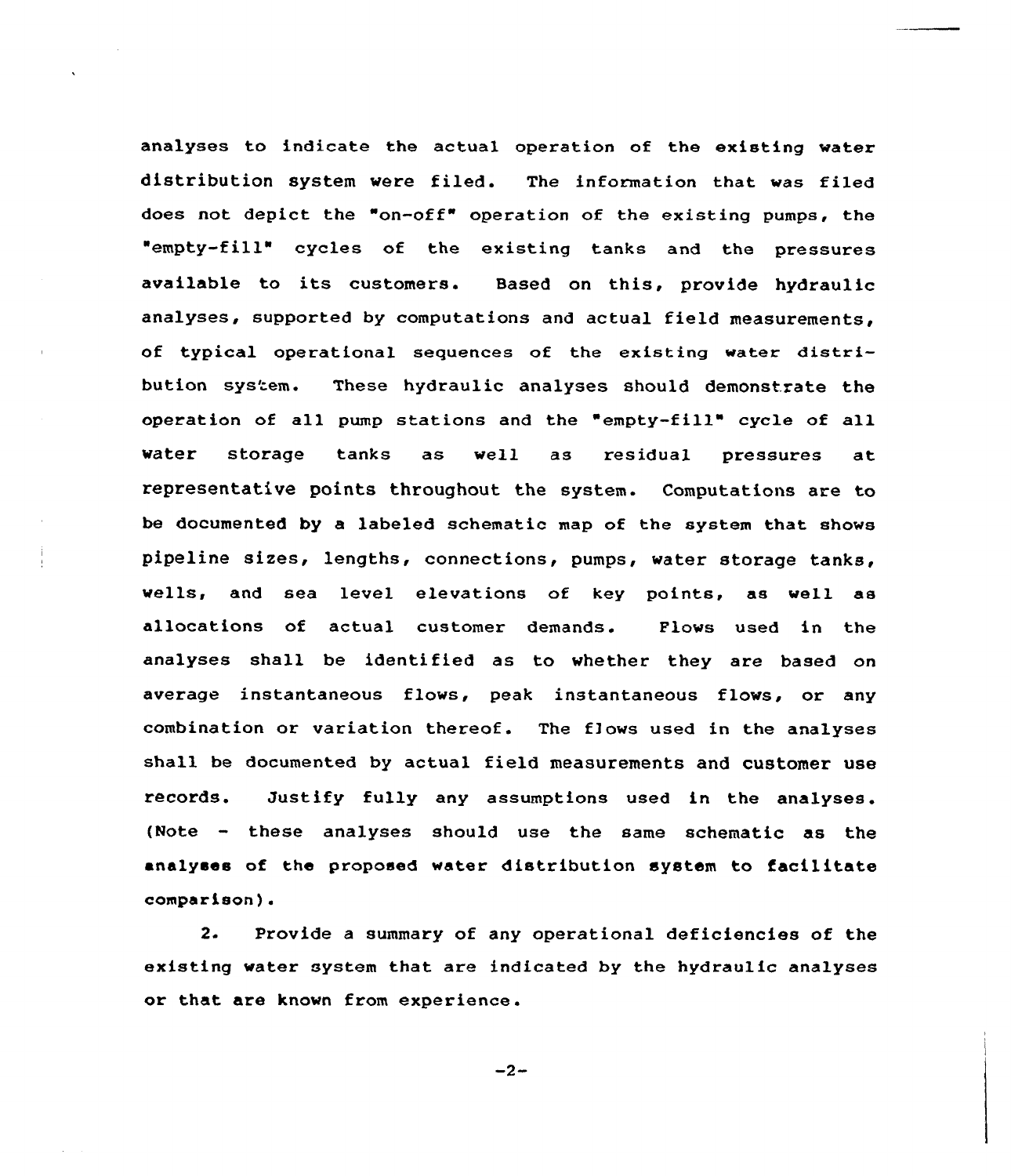analyses to indicate the actual operation of the existing water distribution system were filed. The information that was filed does not depict the "on-off" operation of the existing pumps, the "empty-fill" cycles of the existing tanks and the pressures available to its customers. Based on this, provide hydraulic analyses, supported by computations and actual field measurements, of typical operational sequences of the existing water distribution system. These hydraulic analyses should demonstrate the operation of all pump stations and the "empty-fill" cycle of all water storage tanks as well as residual pressures at representative points throughout the system. Computations are to be documented by a labeled schematic map of the system that shows pipeline sizes, lengths, connections, pumps, water storage tanks, wells, and sea level elevations of key points, as well as allocations of actual customer demands. Flows used in the analyses shall be identified as to whether they are based on average instantaneous flows, peak instantaneous flows, or any combination or variation thereof. The flows used in the analyses shall be documented by actual field measurements and customer use records. Justify fully any assumptions used in the analyses. (Note - these analyses should use the same schematic as the analyses of the proposed water distribution system to facilitate comparison).

2. Provide a summary of any operational deficiencies of the existing water system that are indicated by the hydraulic analyses or that are known from experience.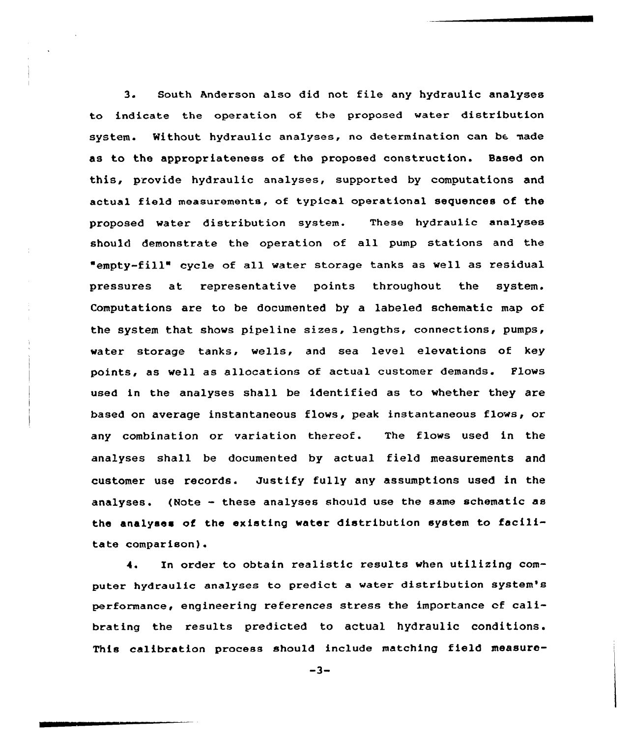3. South Anderson also did not file any hydraulic analyses to indicate the operation of the proposed water distribution system. Without hydraulic analyses, no determination can be made as to the appropriateness of the proposed construction. Based on this, provide hydraulic analyses, supported by computations and actual field measurements, of typical operational sequences of the proposed water distribution system. These hydraulic analyses should demonstrate the operation of all pump stations and the "empty-fill" cycle of all water storage tanks as well as residual pressures at representative points throughout the system. Computations are to be documented by a labeled schematic map of the system that shows pipeline sizes, lengths, connections, pumps, water storage tanks, wells, and sea level elevations of key points, as well as allocations of actual customer demands. Flows used in the analyses shall be identified as to whether they are based on average instantaneous flows, peak instantaneous flows, or any combination or variation thereof. The flows used in the analyses shall be documented by actual field measurements and customer use records. Justify fully any assumptions used in the analyses. (Note - these analyses should use the same schematic as the analyses of the existing water distribution system to facilitate comparison).

4. In order to obtain realistic results when utilizing computer hydraulic analyses to predict a water distribution system's performance, engineering references stress the importance of calibrating the results predicted to actual hydraulic conditions. This calibration process should include matching field measure-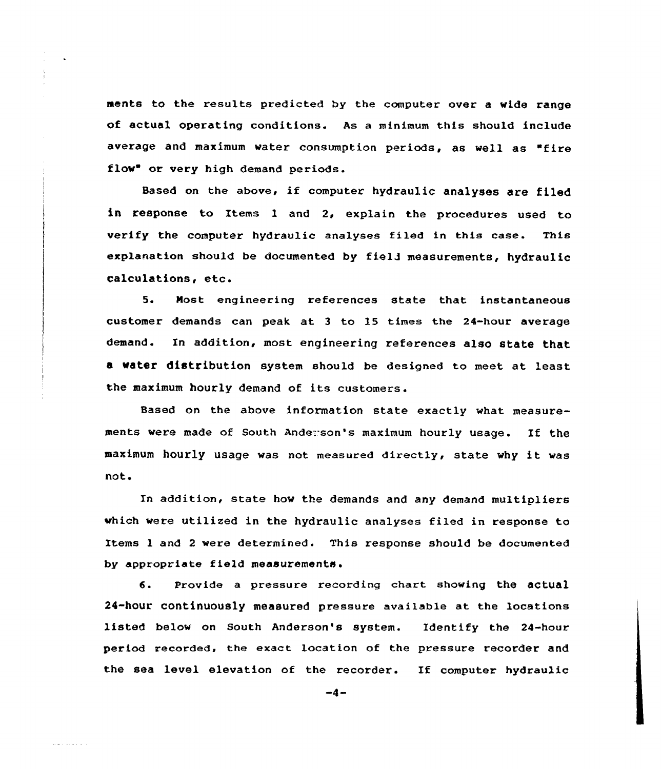ments to the results predicted by the computer over a wide range of actual operating conditions. As a minimum this should include average and maximum water consumption periods, as well as "fire flow" or very high demand periods.

Based on the above, if computer hydraulic analyses are filed in response to Items 1 and 2, explain the procedures used to verify the computer hydraulic analyses filed in this case. This explanation should be documented by field measurements, hydraulic calculations, etc.

5. Most engineering references state that instantaneous customer demands can peak at 3 to 15 times the 24-hour average demand. In addition, most engineering references also state that a water distribution system should be designed to meet at least the maximum hourly demand of its customers.

Based on the above information state exactly what measurements were made of South Anderson's maximum hourly usage. If the maximum hourly usage was not measured directly, state why it was not.

In addition, state how the demands and any demand multipliers which were utilized in the hydraulic analyses filed in response to Items 1 and 2 were determined. This response should be documented by appropriate field measurements.

6. Provide a pressure recording chart showing the actual 24-hour continuously measured pressure available at the locations listed below on South Anderson's system. Identify the 24-hour period recorded, the exact location of the pressure recorder and the sea level elevation of the recorder. If computer hydraulic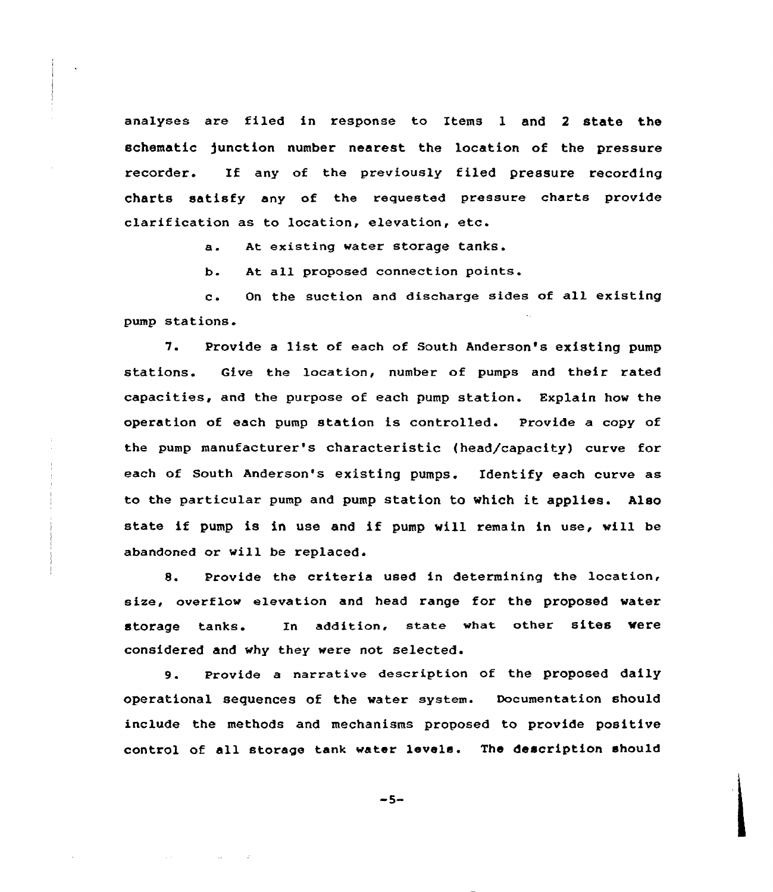analyses are filed in response to Items 1 and 2 state the schematic junction number nearest the location of the pressure recorder. If any of the previously filed pressure recording charts satisfy any of the requested pressure charts provide clarification as to location, elevation, etc.

a. At existing water storage tanks.

b. At all proposed connection points.

c. On the suction and discharge sides of all existing pump stations.

7. Provide a list of each of South Anderson's existing pump stations. Give the location, number of pumps and their rated capacities, and the purpose of each pump station. Explain how the operation of each pump station is controlled. Provide a copy of the pump manufacturer's characteristic (head/capacity) curve for each of South Anderson's existing pumps. Identify each curve as to the particular pump and pump station to which it applies. Also state if pump is in use and if pump will remain in use, will be abandoned or will be replaced.

8. Provide the criteria used in determining the location, size, overflow elevation and head range for the proposed water storage tanks. In addition, state what other sites were considered and why they were not selected.

9. Provide a narrative description of the proposed daily operational sequences of the water system. Documentation should include the methods and mechanisms proposed to provide positive control of all storage tank water levels. The description should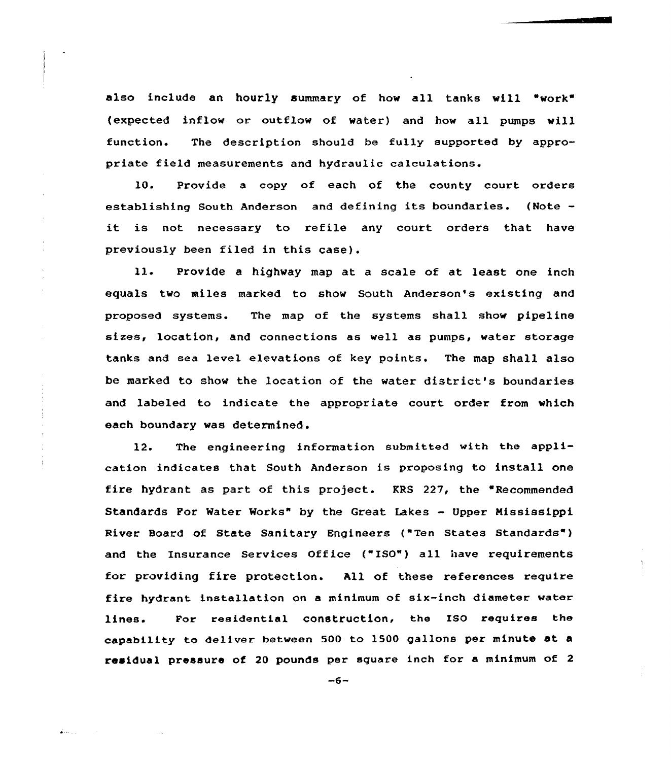also include an hourly summary of how all tanks will "work" (expected inflow or outflow of water) and how all pumps will function. The description should be fully supported by appropriate field measurements and hydraulic calculations.

10. Provide a copy of each of the county court orders establishing South Anderson and defining its boundaries. (Note - it is not necessary to refile any court orders that have previously been filed in this case).

11. Provide a highway map at a scale of at least one inch equals two miles marked to show South Anderson's existing and proposed systems. The map of the systems shall show pipeline sizes, location, and connections as well as pumps, water storage tanks and sea level elevations of key points. The map shall also be marked to show the location of the water district's boundaries and labeled to indicate the appropriate court order from which each boundary was determined.

12. The engineering information submitted with the application indicates that South Anderson is proposing to install one fire hydrant as part of this project. KRS 227, the "Recommended Standards For Water Works" by the Great Lakes - Upper Mississippi River Board of State Sanitary Engineers ("Ten States Standards") and the Insurance Services Office ("ISO") all have requirements for providing fire protection. All of these references require fire hydrant installation on a minimum of six-inch diameter water lines. For residential construction, the ISO requires the capability to deliver between 500 to 1500 gallons per minute at a residual pressure of 20 pounds per square inch for a minimum of 2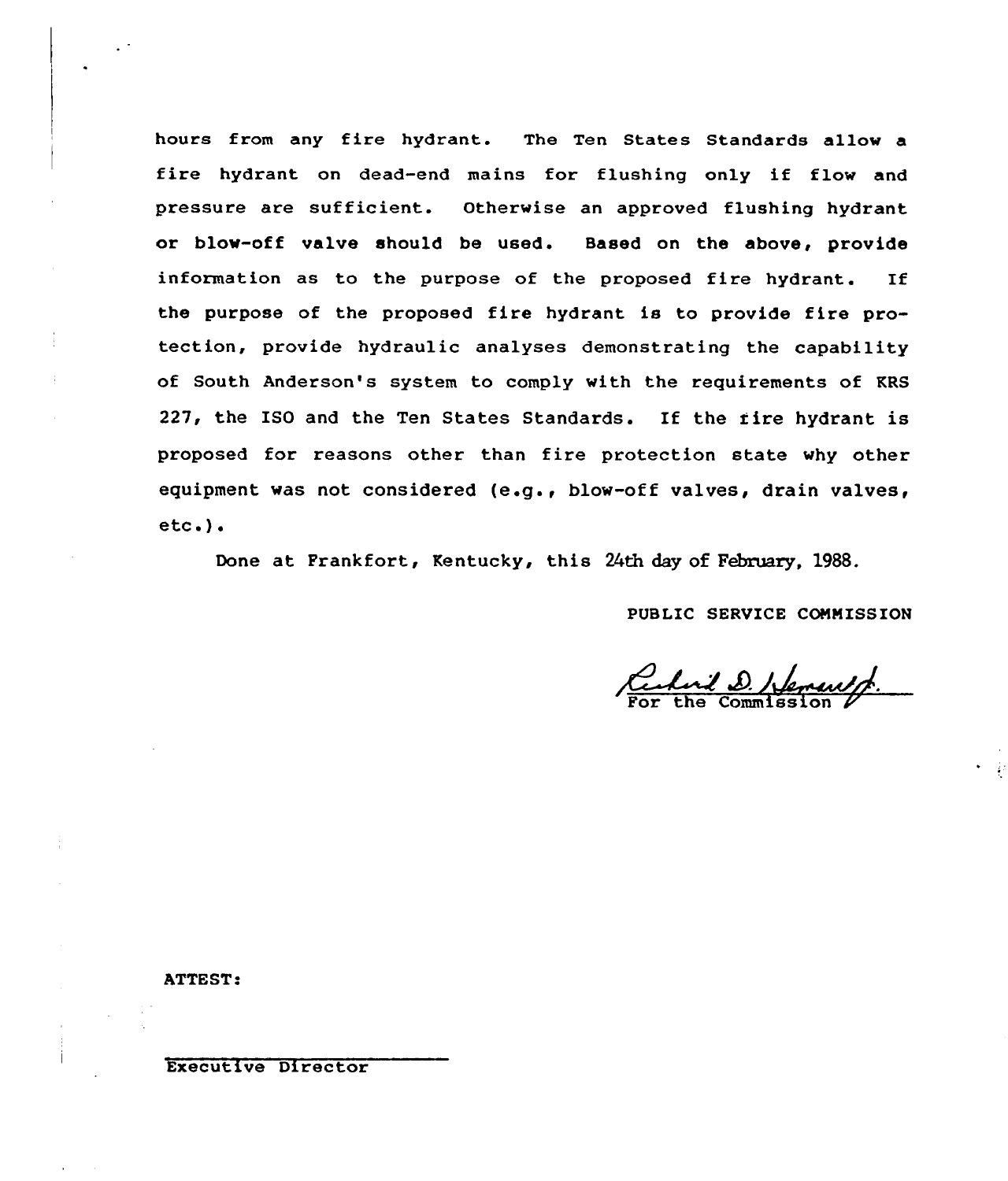hours from any fire hydrant. The Ten States Standards allow a fire hydrant on dead-end mains for flushing only if flow and pressure are sufficient. Otherwise an approved flushing hydrant or blow-off valve should be used. Based on the above, provide information as to the purpose of the proposed fire hydrant. If the purpose of the proposed fire hydrant is to provide fire protection, provide hydraulic analyses demonstrating the capability of South Anderson's system to comply with the requirements of KRS 227, the ISO and the Ten States Standards. If the fire hydrant is proposed for reasons other than fire protection state why other equipment was not considered (e.g., blow-off valves, drain valves, etc.).

Done at Frankfort, Kentucky, this 24th day of February, 1988.

PUBLIC SERVICE COMMISSION

Richard D. Heman Jr.
For the Commission

ATTEST:

Executive Director